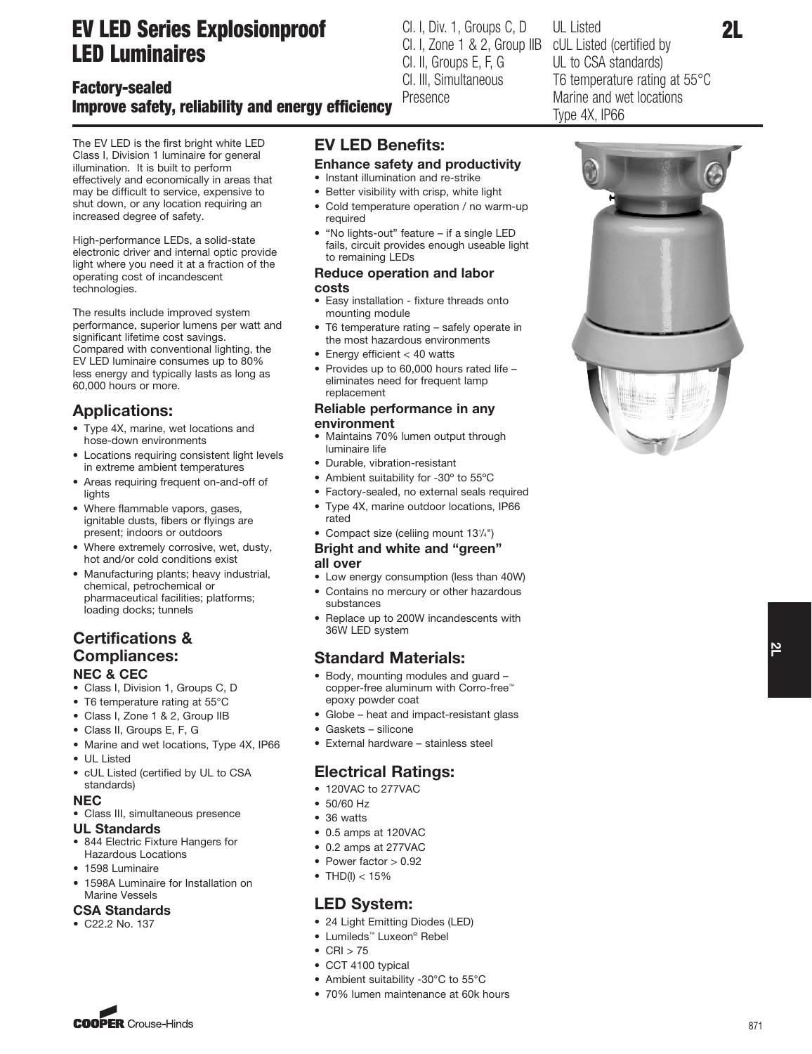# EV LED Series Explosionproof LED Luminaires

## Factory-sealed
## Improve safety, reliability and energy efficiency

Cl. I, Div. 1, Groups C, D
Cl. I, Zone 1 & 2, Group IIB
Cl. II, Groups E, F, G
Cl. III, Simultaneous Presence

UL Listed
cUL Listed (certified by UL to CSA standards)
T6 temperature rating at 55°C
Marine and wet locations
Type 4X, IP66

The EV LED is the first bright white LED Class I, Division 1 luminaire for general illumination. It is built to perform effectively and economically in areas that may be difficult to service, expensive to shut down, or any location requiring an increased degree of safety.

High-performance LEDs, a solid-state electronic driver and internal optic provide light where you need it at a fraction of the operating cost of incandescent technologies.

The results include improved system performance, superior lumens per watt and significant lifetime cost savings. Compared with conventional lighting, the EV LED luminaire consumes up to 80% less energy and typically lasts as long as 60,000 hours or more.

## Applications:

- Type 4X, marine, wet locations and hose-down environments
- Locations requiring consistent light levels in extreme ambient temperatures
- Areas requiring frequent on-and-off of lights
- Where flammable vapors, gases, ignitable dusts, fibers or flyings are present; indoors or outdoors
- Where extremely corrosive, wet, dusty, hot and/or cold conditions exist
- Manufacturing plants; heavy industrial, chemical, petrochemical or pharmaceutical facilities; platforms; loading docks; tunnels

## Certifications & Compliances:

### NEC & CEC

- Class I, Division 1, Groups C, D
- T6 temperature rating at 55°C
- Class I, Zone 1 & 2, Group IIB
- Class II, Groups E, F, G
- Marine and wet locations, Type 4X, IP66
- UL Listed
- cUL Listed (certified by UL to CSA standards)

### NEC

- Class III, simultaneous presence

### UL Standards

- 844 Electric Fixture Hangers for Hazardous Locations
- 1598 Luminaire
- 1598A Luminaire for Installation on Marine Vessels

### CSA Standards

- C22.2 No. 137

## EV LED Benefits:

### Enhance safety and productivity

- Instant illumination and re-strike
- Better visibility with crisp, white light
- Cold temperature operation / no warm-up required
- "No lights-out" feature – if a single LED fails, circuit provides enough useable light to remaining LEDs

### Reduce operation and labor costs

- Easy installation - fixture threads onto mounting module
- T6 temperature rating – safely operate in the most hazardous environments
- Energy efficient < 40 watts
- Provides up to 60,000 hours rated life – eliminates need for frequent lamp replacement

### Reliable performance in any environment

- Maintains 70% lumen output through luminaire life
- Durable, vibration-resistant
- Ambient suitability for -30º to 55ºC
- Factory-sealed, no external seals required
- Type 4X, marine outdoor locations, IP66 rated
- Compact size (celiing mount 13¼")

### Bright and white and "green" all over

- Low energy consumption (less than 40W)
- Contains no mercury or other hazardous substances
- Replace up to 200W incandescents with 36W LED system

## Standard Materials:

- Body, mounting modules and guard – copper-free aluminum with Corro-free™ epoxy powder coat
- Globe – heat and impact-resistant glass
- Gaskets – silicone
- External hardware – stainless steel

## Electrical Ratings:

- 120VAC to 277VAC
- 50/60 Hz
- 36 watts
- 0.5 amps at 120VAC
- 0.2 amps at 277VAC
- Power factor > 0.92
- THD(I) < 15%

## LED System:

- 24 Light Emitting Diodes (LED)
- Lumileds™ Luxeon® Rebel
- CRI > 75
- CCT 4100 typical
- Ambient suitability -30°C to 55°C
- 70% lumen maintenance at 60k hours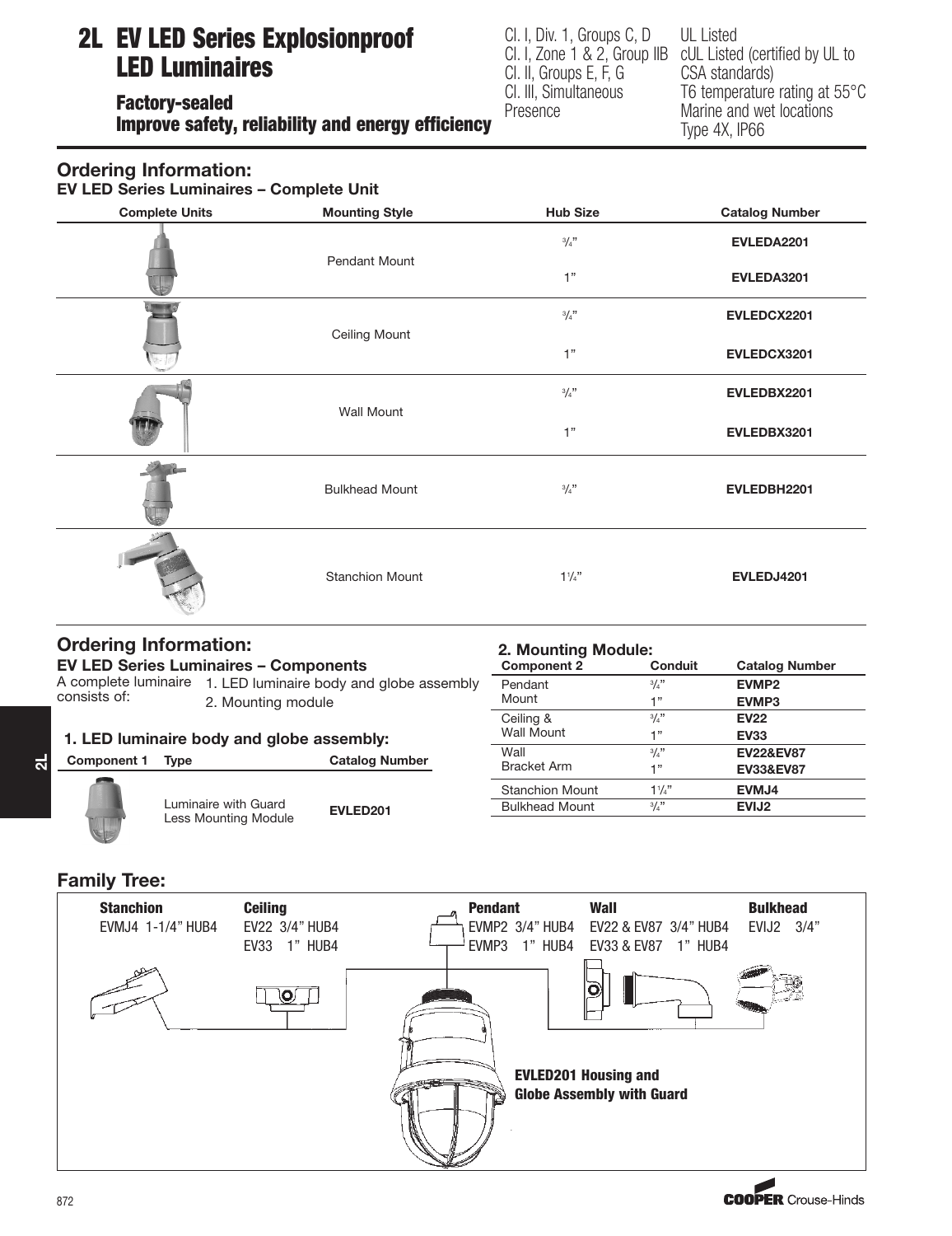# 2L EV LED Series Explosionproof LED Luminaires

### Factory-sealed
### Improve safety, reliability and energy efficiency

Cl. I, Div. 1, Groups C, D
Cl. I, Zone 1 & 2, Group IIB
Cl. II, Groups E, F, G
Cl. III, Simultaneous Presence

UL Listed
cUL Listed (certified by UL to CSA standards)
T6 temperature rating at 55°C
Marine and wet locations
Type 4X, IP66

## Ordering Information:

**EV LED Series Luminaires – Complete Unit**

| Complete Units | Mounting Style | Hub Size | Catalog Number |
|---|---|---|---|
| | Pendant Mount | 3/4" | **EVLEDA2201** |
| | | 1" | **EVLEDA3201** |
| | Ceiling Mount | 3/4" | **EVLEDCX2201** |
| | | 1" | **EVLEDCX3201** |
| | Wall Mount | 3/4" | **EVLEDBX2201** |
| | | 1" | **EVLEDBX3201** |
| | Bulkhead Mount | 3/4" | **EVLEDBH2201** |
| | Stanchion Mount | 1 1/4" | **EVLEDJ4201** |

## Ordering Information:

**EV LED Series Luminaires – Components**

A complete luminaire consists of:
1. LED luminaire body and globe assembly
2. Mounting module

**1. LED luminaire body and globe assembly:**

| Component 1 | Type | Catalog Number |
|---|---|---|
| | Luminaire with Guard Less Mounting Module | **EVLED201** |

**2. Mounting Module:**

| Component 2 | Conduit | Catalog Number |
|---|---|---|
| Pendant Mount | 3/4" | **EVMP2** |
| | 1" | **EVMP3** |
| Ceiling & Wall Mount | 3/4" | **EV22** |
| | 1" | **EV33** |
| Wall Bracket Arm | 3/4" | **EV22&EV87** |
| | 1" | **EV33&EV87** |
| Stanchion Mount | 1 1/4" | **EVMJ4** |
| Bulkhead Mount | 3/4" | **EVIJ2** |

## Family Tree:

**Stanchion**
EVMJ4 1-1/4" HUB4

**Ceiling**
EV22 3/4" HUB4
EV33 1" HUB4

**Pendant**
EVMP2 3/4" HUB4
EVMP3 1" HUB4

**Wall**
EV22 & EV87 3/4" HUB4
EV33 & EV87 1" HUB4

**Bulkhead**
EVIJ2 3/4"

**EVLED201 Housing and Globe Assembly with Guard**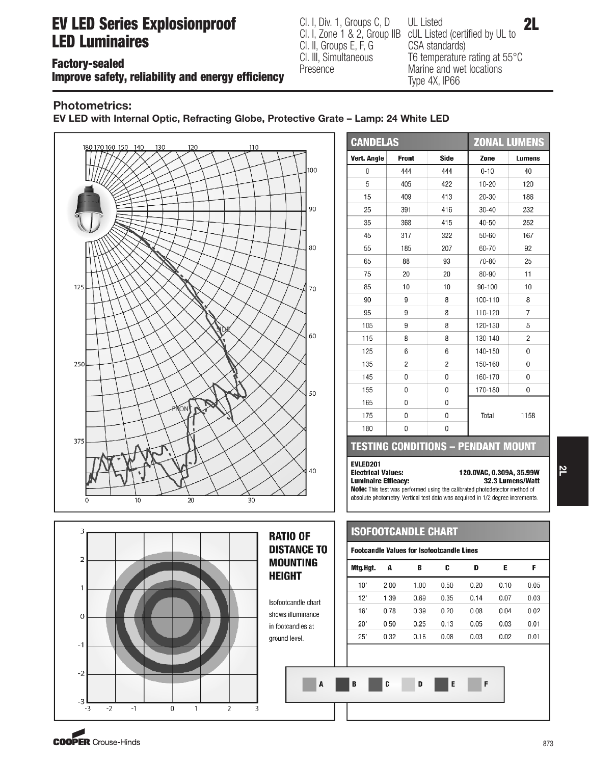# EV LED Series Explosionproof LED Luminaires

## Factory-sealed
## Improve safety, reliability and energy efficiency

Cl. I, Div. 1, Groups C, D
Cl. I, Zone 1 & 2, Group IIB
Cl. II, Groups E, F, G
Cl. III, Simultaneous Presence

UL Listed
cUL Listed (certified by UL to CSA standards)
T6 temperature rating at 55°C
Marine and wet locations
Type 4X, IP66

### Photometrics:

**EV LED with Internal Optic, Refracting Globe, Protective Grate – Lamp: 24 White LED**

| CANDELAS | | | ZONAL LUMENS | |
|---|---|---|---|---|
| Vert. Angle | Front | Side | Zone | Lumens |
| 0 | 444 | 444 | 0-10 | 40 |
| 5 | 405 | 422 | 10-20 | 120 |
| 15 | 409 | 413 | 20-30 | 186 |
| 25 | 391 | 416 | 30-40 | 232 |
| 35 | 368 | 415 | 40-50 | 252 |
| 45 | 317 | 322 | 50-60 | 167 |
| 55 | 185 | 207 | 60-70 | 92 |
| 65 | 88 | 93 | 70-80 | 25 |
| 75 | 20 | 20 | 80-90 | 11 |
| 85 | 10 | 10 | 90-100 | 10 |
| 90 | 9 | 8 | 100-110 | 8 |
| 95 | 9 | 8 | 110-120 | 7 |
| 105 | 9 | 8 | 120-130 | 5 |
| 115 | 8 | 8 | 130-140 | 2 |
| 125 | 6 | 6 | 140-150 | 0 |
| 135 | 2 | 2 | 150-160 | 0 |
| 145 | 0 | 0 | 160-170 | 0 |
| 155 | 0 | 0 | 170-180 | 0 |
| 165 | 0 | 0 | | |
| 175 | 0 | 0 | Total | 1158 |
| 180 | 0 | 0 | | |

### TESTING CONDITIONS – PENDANT MOUNT

**EVLED201**
**Electrical Values:** 120.0VAC, 0.309A, 35.99W
**Luminaire Efficacy:** 32.3 Lumens/Watt
**Note:** This test was performed using the calibrated photodetector method of absolute photometry. Vertical test data was acquired in 1/2 degree increments.

### RATIO OF DISTANCE TO MOUNTING HEIGHT

Isofootcandle chart shows illuminance in footcandles at ground level.

### ISOFOOTCANDLE CHART

**Footcandle Values for Isofootcandle Lines**

| Mtg.Hgt. | A | B | C | D | E | F |
|---|---|---|---|---|---|---|
| 10' | 2.00 | 1.00 | 0.50 | 0.20 | 0.10 | 0.05 |
| 12' | 1.39 | 0.69 | 0.35 | 0.14 | 0.07 | 0.03 |
| 16' | 0.78 | 0.39 | 0.20 | 0.08 | 0.04 | 0.02 |
| 20' | 0.50 | 0.25 | 0.13 | 0.05 | 0.03 | 0.01 |
| 25' | 0.32 | 0.16 | 0.08 | 0.03 | 0.02 | 0.01 |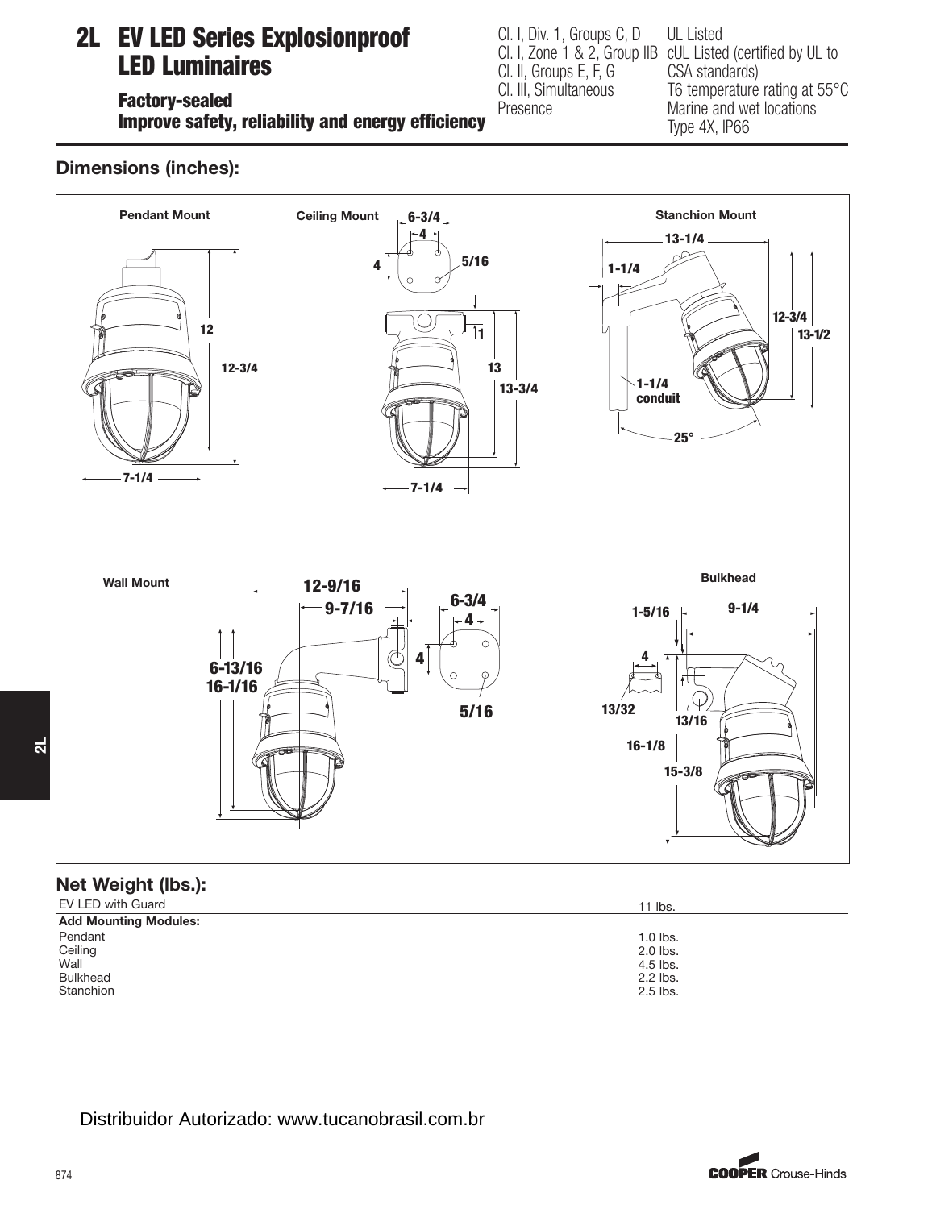# 2L EV LED Series Explosionproof LED Luminaires

### Factory-sealed
### Improve safety, reliability and energy efficiency

Cl. I, Div. 1, Groups C, D
Cl. I, Zone 1 & 2, Group IIB
Cl. II, Groups E, F, G
Cl. III, Simultaneous Presence

UL Listed
cUL Listed (certified by UL to CSA standards)
T6 temperature rating at 55°C
Marine and wet locations
Type 4X, IP66

## Dimensions (inches):

Pendant Mount
12
12-3/4
7-1/4

Ceiling Mount
6-3/4
4
4
5/16
1
13
13-3/4
7-1/4

Stanchion Mount
13-1/4
1-1/4
12-3/4
13-1/2
1-1/4 conduit
25°

Wall Mount
12-9/16
9-7/16
6-3/4
4
4
6-13/16
16-1/16
5/16

Bulkhead
1-5/16
9-1/4
4
13/32
13/16
16-1/8
15-3/8

## Net Weight (lbs.):

| | |
|---|---|
| EV LED with Guard | 11 lbs. |
| **Add Mounting Modules:** | |
| Pendant | 1.0 lbs. |
| Ceiling | 2.0 lbs. |
| Wall | 4.5 lbs. |
| Bulkhead | 2.2 lbs. |
| Stanchion | 2.5 lbs. |

Distribuidor Autorizado: www.tucanobrasil.com.br